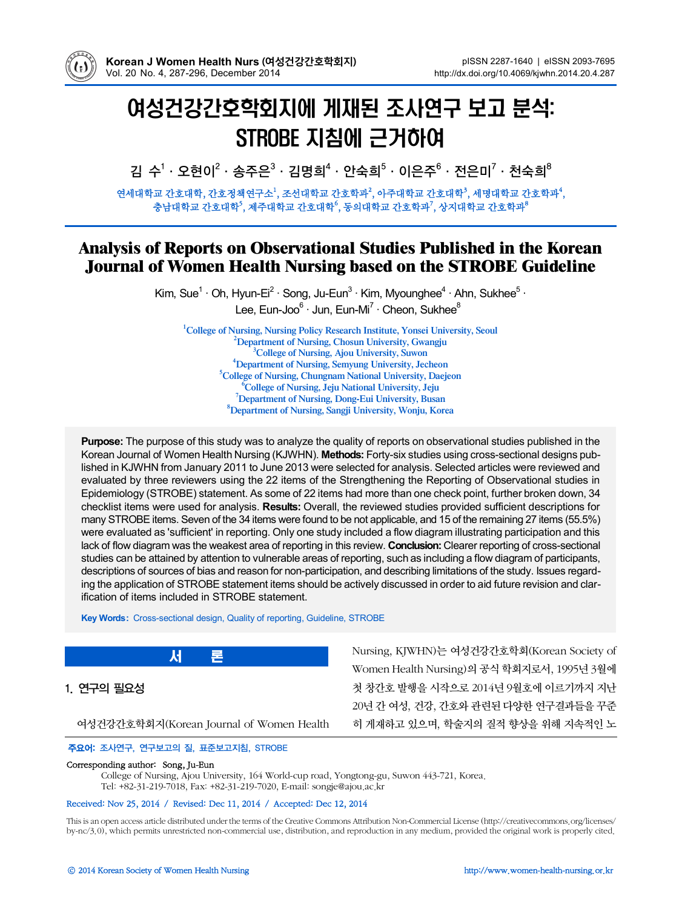# 여성건강간호학회지에 게재된 조사연구 보고 분석: STROBE 지침에 근거하여

김 수[1] · 오현이[2] · 송주은[3] · 김명희[4] · 안숙희[5] · 이은주[6] · 전은미[7] · 천숙희[8]

연세대학교 간호대학, 간호정책연구소[1], 조선대학교 간호학과[2], 아주대학교 간호대학[3], 세명대학교 간호학과[4], 충남대학교 간호대학[5], 제주대학교 간호대학[6], 동의대학교 간호학과[7], 상지대학교 간호학과[8]

# Analysis of Reports on Observational Studies Published in the Korean Journal of Women Health Nursing based on the STROBE Guideline

Kim, Sue[1] · Oh, Hyun-Ei[2] · Song, Ju-Eun[3] · Kim, Myounghee[4] · Ahn, Sukhee[5] · Lee, Eun-Joo[6] · Jun, Eun-Mi[7] · Cheon, Sukhee[8]

[1]College of Nursing, Nursing Policy Research Institute, Yonsei University, Seoul
[2]Department of Nursing, Chosun University, Gwangju
[3]College of Nursing, Ajou University, Suwon
[4]Department of Nursing, Semyung University, Jecheon
[5]College of Nursing, Chungnam National University, Daejeon
[6]College of Nursing, Jeju National University, Jeju
[7]Department of Nursing, Dong-Eui University, Busan
[8]Department of Nursing, Sangji University, Wonju, Korea

**Purpose:** The purpose of this study was to analyze the quality of reports on observational studies published in the Korean Journal of Women Health Nursing (KJWHN). **Methods:** Forty-six studies using cross-sectional designs published in KJWHN from January 2011 to June 2013 were selected for analysis. Selected articles were reviewed and evaluated by three reviewers using the 22 items of the Strengthening the Reporting of Observational studies in Epidemiology (STROBE) statement. As some of 22 items had more than one check point, further broken down, 34 checklist items were used for analysis. **Results:** Overall, the reviewed studies provided sufficient descriptions for many STROBE items. Seven of the 34 items were found to be not applicable, and 15 of the remaining 27 items (55.5%) were evaluated as 'sufficient' in reporting. Only one study included a flow diagram illustrating participation and this lack of flow diagram was the weakest area of reporting in this review. **Conclusion:** Clearer reporting of cross-sectional studies can be attained by attention to vulnerable areas of reporting, such as including a flow diagram of participants, descriptions of sources of bias and reason for non-participation, and describing limitations of the study. Issues regarding the application of STROBE statement items should be actively discussed in order to aid future revision and clarification of items included in STROBE statement.

**Key Words:** Cross-sectional design, Quality of reporting, Guideline, STROBE

## 서 론

### 1. 연구의 필요성

여성건강간호학회지(Korean Journal of Women Health Nursing, KJWHN)는 여성건강간호학회(Korean Society of Women Health Nursing)의 공식 학회지로서, 1995년 3월에 첫 창간호 발행을 시작으로 2014년 9월호에 이르기까지 지난 20년 간 여성, 건강, 간호와 관련된 다양한 연구결과들을 꾸준히 게재하고 있으며, 학술지의 질적 향상을 위해 지속적인 노

**주요어:** 조사연구, 연구보고의 질, 표준보고지침, STROBE

Corresponding author: Song, Ju-Eun
College of Nursing, Ajou University, 164 World-cup road, Yongtong-gu, Suwon 443-721, Korea.
Tel: +82-31-219-7018, Fax: +82-31-219-7020, E-mail: songje@ajou.ac.kr

Received: Nov 25, 2014 / Revised: Dec 11, 2014 / Accepted: Dec 12, 2014

This is an open access article distributed under the terms of the Creative Commons Attribution Non-Commercial License (http://creativecommons.org/licenses/by-nc/3.0), which permits unrestricted non-commercial use, distribution, and reproduction in any medium, provided the original work is properly cited.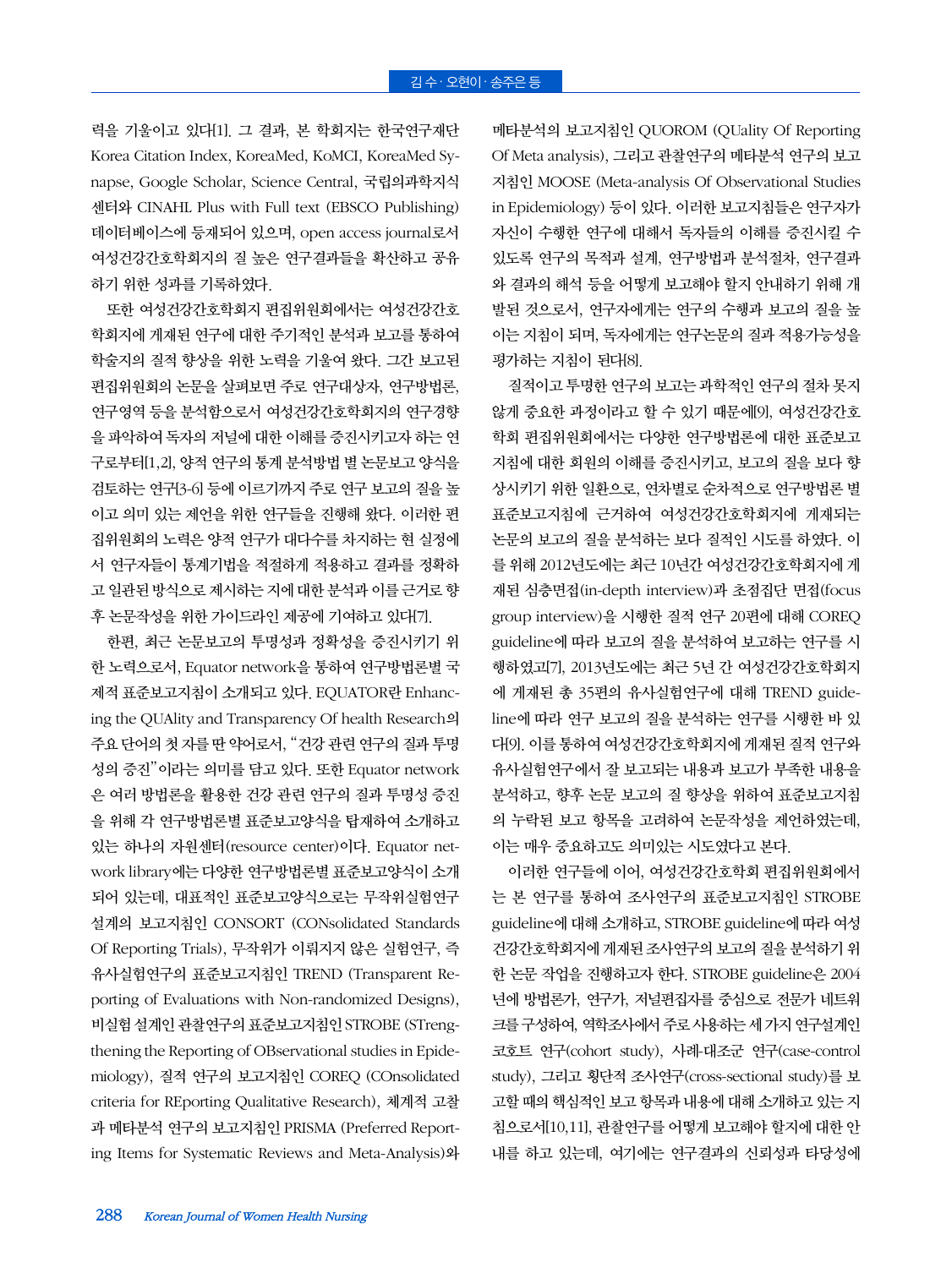력을 기울이고 있다[1]. 그 결과, 본 학회지는 한국연구재단 Korea Citation Index, KoreaMed, KoMCI, KoreaMed Synapse, Google Scholar, Science Central, 국립의과학지식센터와 CINAHL Plus with Full text (EBSCO Publishing) 데이터베이스에 등재되어 있으며, open access journal로서 여성건강간호학회지의 질 높은 연구결과들을 확산하고 공유하기 위한 성과를 기록하였다.

또한 여성건강간호학회지 편집위원회에서는 여성건강간호학회지에 게재된 연구에 대한 주기적인 분석과 보고를 통하여 학술지의 질적 향상을 위한 노력을 기울여 왔다. 그간 보고된 편집위원회의 논문을 살펴보면 주로 연구대상자, 연구방법론, 연구영역 등을 분석함으로서 여성건강간호학회지의 연구경향을 파악하여 독자의 저널에 대한 이해를 증진시키고자 하는 연구로부터[1,2], 양적 연구의 통계 분석방법 별 논문보고 양식을 검토하는 연구[3-6] 등에 이르기까지 주로 연구 보고의 질을 높이고 의미 있는 제언을 위한 연구들을 진행해 왔다. 이러한 편집위원회의 노력은 양적 연구가 대다수를 차지하는 현 실정에서 연구자들이 통계기법을 적절하게 적용하고 결과를 정확하고 일관된 방식으로 제시하는 지에 대한 분석과 이를 근거로 향후 논문작성을 위한 가이드라인 제공에 기여하고 있다[7].

한편, 최근 논문보고의 투명성과 정확성을 증진시키기 위한 노력으로서, Equator network을 통하여 연구방법론별 국제적 표준보고지침이 소개되고 있다. EQUATOR란 Enhancing the QUAlity and Transparency Of health Research의 주요 단어의 첫 자를 딴 약어로서, "건강 관련 연구의 질과 투명성의 증진"이라는 의미를 담고 있다. 또한 Equator network은 여러 방법론을 활용한 건강 관련 연구의 질과 투명성 증진을 위해 각 연구방법론별 표준보고양식을 탑재하여 소개하고 있는 하나의 자원센터(resource center)이다. Equator network library에는 다양한 연구방법론별 표준보고양식이 소개되어 있는데, 대표적인 표준보고양식으로는 무작위실험연구 설계의 보고지침인 CONSORT (CONsolidated Standards Of Reporting Trials), 무작위가 이뤄지지 않은 실험연구, 즉 유사실험연구의 표준보고지침인 TREND (Transparent Reporting of Evaluations with Non-randomized Designs), 비실험 설계인 관찰연구의 표준보고지침인 STROBE (STrengthening the Reporting of OBservational studies in Epidemiology), 질적 연구의 보고지침인 COREQ (COnsolidated criteria for REporting Qualitative Research), 체계적 고찰과 메타분석 연구의 보고지침인 PRISMA (Preferred Reporting Items for Systematic Reviews and Meta-Analysis)와 메타분석의 보고지침인 QUOROM (QUality Of Reporting Of Meta analysis), 그리고 관찰연구의 메타분석 연구의 보고지침인 MOOSE (Meta-analysis Of Observational Studies in Epidemiology) 등이 있다. 이러한 보고지침들은 연구자가 자신이 수행한 연구에 대해서 독자들의 이해를 증진시킬 수 있도록 연구의 목적과 설계, 연구방법과 분석절차, 연구결과와 결과의 해석 등을 어떻게 보고해야 할지 안내하기 위해 개발된 것으로서, 연구자에게는 연구의 수행과 보고의 질을 높이는 지침이 되며, 독자에게는 연구논문의 질과 적용가능성을 평가하는 지침이 된다[8].

질적이고 투명한 연구의 보고는 과학적인 연구의 절차 못지않게 중요한 과정이라고 할 수 있기 때문에[9], 여성건강간호학회 편집위원회에서는 다양한 연구방법론에 대한 표준보고지침에 대한 회원의 이해를 증진시키고, 보고의 질을 보다 향상시키기 위한 일환으로, 연차별로 순차적으로 연구방법론 별 표준보고지침에 근거하여 여성건강간호학회지에 게재되는 논문의 보고의 질을 분석하는 보다 질적인 시도를 하였다. 이를 위해 2012년도에는 최근 10년간 여성건강간호학회지에 게재된 심층면접(in-depth interview)과 초점집단 면접(focus group interview)을 시행한 질적 연구 20편에 대해 COREQ guideline에 따라 보고의 질을 분석하여 보고하는 연구를 시행하였고[7], 2013년도에는 최근 5년 간 여성건강간호학회지에 게재된 총 35편의 유사실험연구에 대해 TREND guideline에 따라 연구 보고의 질을 분석하는 연구를 시행한 바 있다[9]. 이를 통하여 여성건강간호학회지에 게재된 질적 연구와 유사실험연구에서 잘 보고되는 내용과 보고가 부족한 내용을 분석하고, 향후 논문 보고의 질 향상을 위하여 표준보고지침의 누락된 보고 항목을 고려하여 논문작성을 제언하였는데, 이는 매우 중요하고도 의미있는 시도였다고 본다.

이러한 연구들에 이어, 여성건강간호학회 편집위원회에서는 본 연구를 통하여 조사연구의 표준보고지침인 STROBE guideline에 대해 소개하고, STROBE guideline에 따라 여성건강간호학회지에 게재된 조사연구의 보고의 질을 분석하기 위한 논문 작업을 진행하고자 한다. STROBE guideline은 2004년에 방법론가, 연구가, 저널편집자를 중심으로 전문가 네트워크를 구성하여, 역학조사에서 주로 사용하는 세 가지 연구설계인 코호트 연구(cohort study), 사례-대조군 연구(case-control study), 그리고 횡단적 조사연구(cross-sectional study)를 보고할 때의 핵심적인 보고 항목과 내용에 대해 소개하고 있는 지침으로서[10,11], 관찰연구를 어떻게 보고해야 할지에 대한 안내를 하고 있는데, 여기에는 연구결과의 신뢰성과 타당성에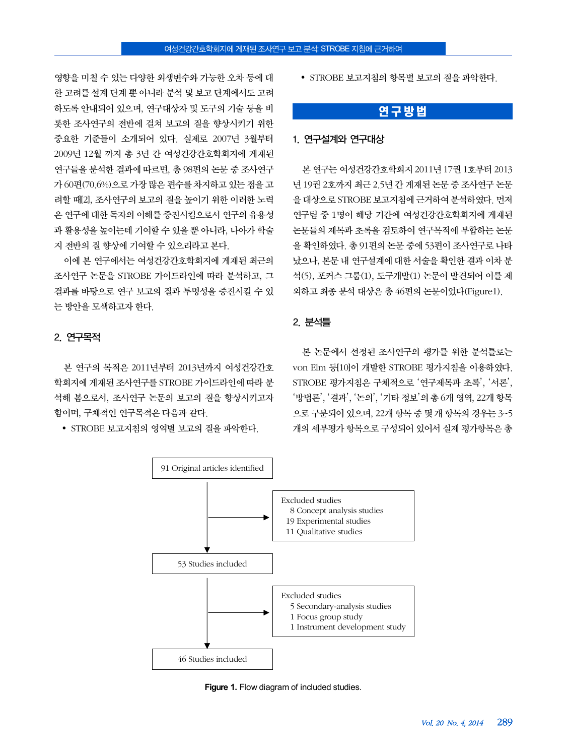영향을 미칠 수 있는 다양한 외생변수와 가능한 오차 등에 대한 고려를 설계 단계 뿐 아니라 분석 및 보고 단계에서도 고려하도록 안내되어 있으며, 연구대상자 및 도구의 기술 등을 비롯한 조사연구의 전반에 걸쳐 보고의 질을 향상시키기 위한 중요한 기준들이 소개되어 있다. 실제로 2007년 3월부터 2009년 12월 까지 총 3년 간 여성건강간호학회지에 게재된 연구들을 분석한 결과에 따르면, 총 98편의 논문 중 조사연구가 60편(70.6%)으로 가장 많은 편수를 차지하고 있는 점을 고려할 때[2], 조사연구의 보고의 질을 높이기 위한 이러한 노력은 연구에 대한 독자의 이해를 증진시킴으로서 연구의 유용성과 활용성을 높이는데 기여할 수 있을 뿐 아니라, 나아가 학술지 전반의 질 향상에 기여할 수 있으리라고 본다.

이에 본 연구에서는 여성건강간호학회지에 게재된 최근의 조사연구 논문을 STROBE 가이드라인에 따라 분석하고, 그 결과를 바탕으로 연구 보고의 질과 투명성을 증진시킬 수 있는 방안을 모색하고자 한다.

## 2. 연구목적

본 연구의 목적은 2011년부터 2013년까지 여성건강간호학회지에 게재된 조사연구를 STROBE 가이드라인에 따라 분석해 봄으로서, 조사연구 논문의 보고의 질을 향상시키고자 함이며, 구체적인 연구목적은 다음과 같다.

- STROBE 보고지침의 영역별 보고의 질을 파악한다.
- STROBE 보고지침의 항목별 보고의 질을 파악한다.

# 연구방법

## 1. 연구설계와 연구대상

본 연구는 여성건강간호학회지 2011년 17권 1호부터 2013년 19권 2호까지 최근 2.5년 간 게재된 논문 중 조사연구 논문을 대상으로 STROBE 보고지침에 근거하여 분석하였다. 먼저 연구팀 중 1명이 해당 기간에 여성건강간호학회지에 게재된 논문들의 제목과 초록을 검토하여 연구목적에 부합하는 논문을 확인하였다. 총 91편의 논문 중에 53편이 조사연구로 나타났으나, 본문 내 연구설계에 대한 서술을 확인한 결과 이차 분석(5), 포커스 그룹(1), 도구개발(1) 논문이 발견되어 이를 제외하고 최종 분석 대상은 총 46편의 논문이었다(Figure1).

## 2. 분석틀

본 논문에서 선정된 조사연구의 평가를 위한 분석틀로는 von Elm 등[10]이 개발한 STROBE 평가지침을 이용하였다. STROBE 평가지침은 구체적으로 '연구제목과 초록', '서론', '방법론', '결과', '논의', '기타 정보'의 총 6개 영역, 22개 항목으로 구분되어 있으며, 22개 항목 중 몇 개 항목의 경우는 3~5개의 세부평가 항목으로 구성되어 있어서 실제 평가항목은 총

```
91 Original articles identified
        |
        |---> Excluded studies
        |       8 Concept analysis studies
        |       19 Experimental studies
        |       11 Qualitative studies
        v
53 Studies included
        |
        |---> Excluded studies
        |       5 Secondary-analysis studies
        |       1 Focus group study
        |       1 Instrument development study
        v
46 Studies included
```

**Figure 1.** Flow diagram of included studies.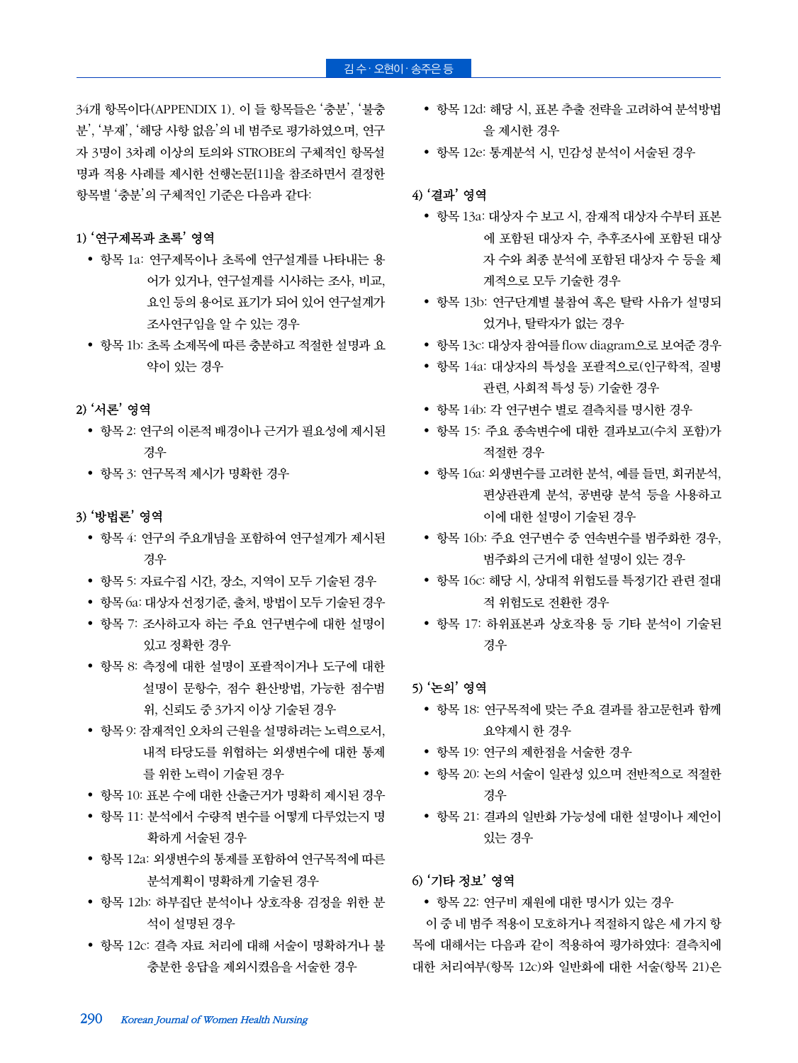34개 항목이다(APPENDIX 1). 이 들 항목들은 '충분', '불충분', '부재', '해당 사항 없음'의 네 범주로 평가하였으며, 연구자 3명이 3차례 이상의 토의와 STROBE의 구체적인 항목설명과 적용 사례를 제시한 선행논문[11]을 참조하면서 결정한 항목별 '충분'의 구체적인 기준은 다음과 같다:

**1) '연구제목과 초록' 영역**

- 항목 1a: 연구제목이나 초록에 연구설계를 나타내는 용어가 있거나, 연구설계를 시사하는 조사, 비교, 요인 등의 용어로 표기가 되어 있어 연구설계가 조사연구임을 알 수 있는 경우
- 항목 1b: 초록 소제목에 따른 충분하고 적절한 설명과 요약이 있는 경우

**2) '서론' 영역**

- 항목 2: 연구의 이론적 배경이나 근거가 필요성에 제시된 경우
- 항목 3: 연구목적 제시가 명확한 경우

**3) '방법론' 영역**

- 항목 4: 연구의 주요개념을 포함하여 연구설계가 제시된 경우
- 항목 5: 자료수집 시간, 장소, 지역이 모두 기술된 경우
- 항목 6a: 대상자 선정기준, 출처, 방법이 모두 기술된 경우
- 항목 7: 조사하고자 하는 주요 연구변수에 대한 설명이 있고 정확한 경우
- 항목 8: 측정에 대한 설명이 포괄적이거나 도구에 대한 설명이 문항수, 점수 환산방법, 가능한 점수범위, 신뢰도 중 3가지 이상 기술된 경우
- 항목 9: 잠재적인 오차의 근원을 설명하려는 노력으로서, 내적 타당도를 위협하는 외생변수에 대한 통제를 위한 노력이 기술된 경우
- 항목 10: 표본 수에 대한 산출근거가 명확히 제시된 경우
- 항목 11: 분석에서 수량적 변수를 어떻게 다루었는지 명확하게 서술된 경우
- 항목 12a: 외생변수의 통제를 포함하여 연구목적에 따른 분석계획이 명확하게 기술된 경우
- 항목 12b: 하부집단 분석이나 상호작용 검정을 위한 분석이 설명된 경우
- 항목 12c: 결측 자료 처리에 대해 서술이 명확하거나 불충분한 응답을 제외시켰음을 서술한 경우
- 항목 12d: 해당 시, 표본 추출 전략을 고려하여 분석방법을 제시한 경우
- 항목 12e: 통계분석 시, 민감성 분석이 서술된 경우

**4) '결과' 영역**

- 항목 13a: 대상자 수 보고 시, 잠재적 대상자 수부터 표본에 포함된 대상자 수, 추후조사에 포함된 대상자 수와 최종 분석에 포함된 대상자 수 등을 체계적으로 모두 기술한 경우
- 항목 13b: 연구단계별 불참여 혹은 탈락 사유가 설명되었거나, 탈락자가 없는 경우
- 항목 13c: 대상자 참여를 flow diagram으로 보여준 경우
- 항목 14a: 대상자의 특성을 포괄적으로(인구학적, 질병관련, 사회적 특성 등) 기술한 경우
- 항목 14b: 각 연구변수 별로 결측치를 명시한 경우
- 항목 15: 주요 종속변수에 대한 결과보고(수치 포함)가 적절한 경우
- 항목 16a: 외생변수를 고려한 분석, 예를 들면, 회귀분석, 편상관관계 분석, 공변량 분석 등을 사용하고 이에 대한 설명이 기술된 경우
- 항목 16b: 주요 연구변수 중 연속변수를 범주화한 경우, 범주화의 근거에 대한 설명이 있는 경우
- 항목 16c: 해당 시, 상대적 위험도를 특정기간 관련 절대적 위험도로 전환한 경우
- 항목 17: 하위표본과 상호작용 등 기타 분석이 기술된 경우

**5) '논의' 영역**

- 항목 18: 연구목적에 맞는 주요 결과를 참고문헌과 함께 요약제시 한 경우
- 항목 19: 연구의 제한점을 서술한 경우
- 항목 20: 논의 서술이 일관성 있으며 전반적으로 적절한 경우
- 항목 21: 결과의 일반화 가능성에 대한 설명이나 제언이 있는 경우

**6) '기타 정보' 영역**

- 항목 22: 연구비 재원에 대한 명시가 있는 경우

이 중 네 범주 적용이 모호하거나 적절하지 않은 세 가지 항목에 대해서는 다음과 같이 적용하여 평가하였다: 결측치에 대한 처리여부(항목 12c)와 일반화에 대한 서술(항목 21)은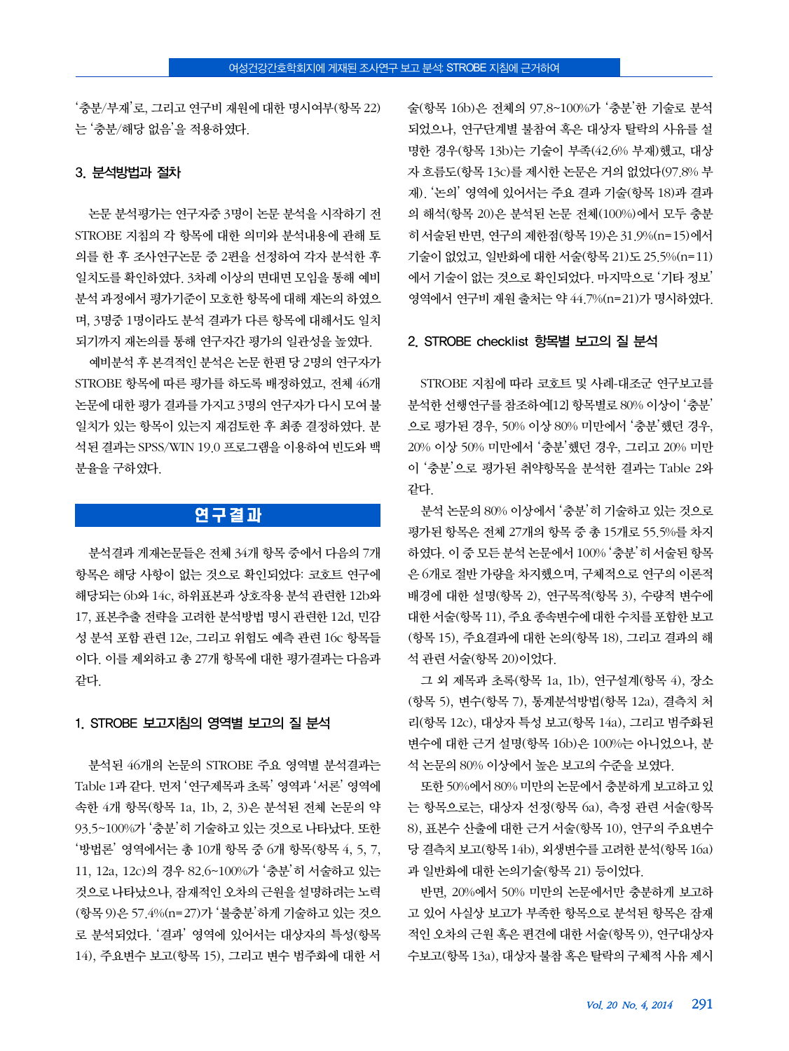'충분/부재'로, 그리고 연구비 재원에 대한 명시여부(항목 22)는 '충분/해당 없음'을 적용하였다.

### 3. 분석방법과 절차

논문 분석평가는 연구자중 3명이 논문 분석을 시작하기 전 STROBE 지침의 각 항목에 대한 의미와 분석내용에 관해 토의를 한 후 조사연구논문 중 2편을 선정하여 각자 분석한 후 일치도를 확인하였다. 3차례 이상의 면대면 모임을 통해 예비분석 과정에서 평가기준이 모호한 항목에 대해 재논의 하였으며, 3명중 1명이라도 분석 결과가 다른 항목에 대해서도 일치되기까지 재논의를 통해 연구자간 평가의 일관성을 높였다.

예비분석 후 본격적인 분석은 논문 한편 당 2명의 연구자가 STROBE 항목에 따른 평가를 하도록 배정하였고, 전체 46개 논문에 대한 평가 결과를 가지고 3명의 연구자가 다시 모여 불일치가 있는 항목이 있는지 재검토한 후 최종 결정하였다. 분석된 결과는 SPSS/WIN 19.0 프로그램을 이용하여 빈도와 백분율을 구하였다.

## 연구결과

분석결과 게재논문들은 전체 34개 항목 중에서 다음의 7개 항목은 해당 사항이 없는 것으로 확인되었다: 코호트 연구에 해당되는 6b와 14c, 하위표본과 상호작용 분석 관련한 12b와 17, 표본추출 전략을 고려한 분석방법 명시 관련한 12d, 민감성 분석 포함 관련 12e, 그리고 위험도 예측 관련 16c 항목들이다. 이를 제외하고 총 27개 항목에 대한 평가결과는 다음과 같다.

### 1. STROBE 보고지침의 영역별 보고의 질 분석

분석된 46개의 논문의 STROBE 주요 영역별 분석결과는 Table 1과 같다. 먼저 '연구제목과 초록' 영역과 '서론' 영역에 속한 4개 항목(항목 1a, 1b, 2, 3)은 분석된 전체 논문의 약 93.5~100%가 '충분'히 기술하고 있는 것으로 나타났다. 또한 '방법론' 영역에서는 총 10개 항목 중 6개 항목(항목 4, 5, 7, 11, 12a, 12c)의 경우 82.6~100%가 '충분'히 서술하고 있는 것으로 나타났으나, 잠재적인 오차의 근원을 설명하려는 노력(항목 9)은 57.4%(n=27)가 '불충분'하게 기술하고 있는 것으로 분석되었다. '결과' 영역에 있어서는 대상자의 특성(항목 14), 주요변수 보고(항목 15), 그리고 변수 범주화에 대한 서술(항목 16b)은 전체의 97.8~100%가 '충분'한 기술로 분석되었으나, 연구단계별 불참여 혹은 대상자 탈락의 사유를 설명한 경우(항목 13b)는 기술이 부족(42.6% 부재)했고, 대상자 흐름도(항목 13c)를 제시한 논문은 거의 없었다(97.8% 부재). '논의' 영역에 있어서는 주요 결과 기술(항목 18)과 결과의 해석(항목 20)은 분석된 논문 전체(100%)에서 모두 충분히 서술된 반면, 연구의 제한점(항목 19)은 31.9%(n=15)에서 기술이 없었고, 일반화에 대한 서술(항목 21)도 25.5%(n=11)에서 기술이 없는 것으로 확인되었다. 마지막으로 '기타 정보' 영역에서 연구비 재원 출처는 약 44.7%(n=21)가 명시하였다.

### 2. STROBE checklist 항목별 보고의 질 분석

STROBE 지침에 따라 코호트 및 사례-대조군 연구보고를 분석한 선행연구를 참조하여[12] 항목별로 80% 이상이 '충분'으로 평가된 경우, 50% 이상 80% 미만에서 '충분'했던 경우, 20% 이상 50% 미만에서 '충분'했던 경우, 그리고 20% 미만이 '충분'으로 평가된 취약항목을 분석한 결과는 Table 2와 같다.

분석 논문의 80% 이상에서 '충분'히 기술하고 있는 것으로 평가된 항목은 전체 27개의 항목 중 총 15개로 55.5%를 차지하였다. 이 중 모든 분석 논문에서 100% '충분'히 서술된 항목은 6개로 절반 가량을 차지했으며, 구체적으로 연구의 이론적 배경에 대한 설명(항목 2), 연구목적(항목 3), 수량적 변수에 대한 서술(항목 11), 주요 종속변수에 대한 수치를 포함한 보고(항목 15), 주요결과에 대한 논의(항목 18), 그리고 결과의 해석 관련 서술(항목 20)이었다.

그 외 제목과 초록(항목 1a, 1b), 연구설계(항목 4), 장소(항목 5), 변수(항목 7), 통계분석방법(항목 12a), 결측치 처리(항목 12c), 대상자 특성 보고(항목 14a), 그리고 범주화된 변수에 대한 근거 설명(항목 16b)은 100%는 아니었으나, 분석 논문의 80% 이상에서 높은 보고의 수준을 보였다.

또한 50%에서 80% 미만의 논문에서 충분하게 보고하고 있는 항목으로는, 대상자 선정(항목 6a), 측정 관련 서술(항목 8), 표본수 산출에 대한 근거 서술(항목 10), 연구의 주요변수당 결측치 보고(항목 14b), 외생변수를 고려한 분석(항목 16a)과 일반화에 대한 논의기술(항목 21) 등이었다.

반면, 20%에서 50% 미만의 논문에서만 충분하게 보고하고 있어 사실상 보고가 부족한 항목으로 분석된 항목은 잠재적인 오차의 근원 혹은 편견에 대한 서술(항목 9), 연구대상자 수보고(항목 13a), 대상자 불참 혹은 탈락의 구체적 사유 제시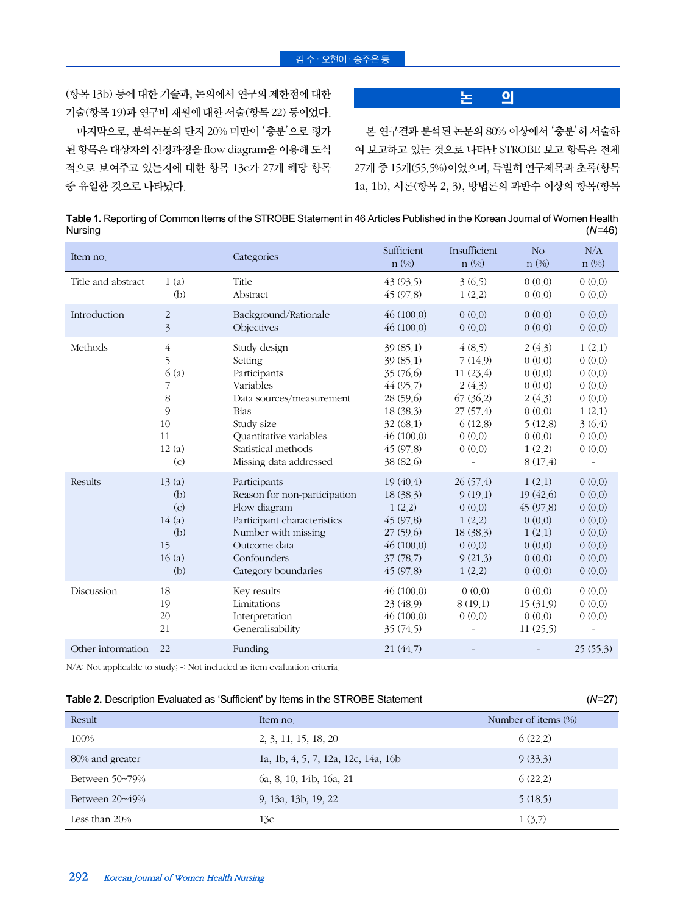(항목 13b) 등에 대한 기술과, 논의에서 연구의 제한점에 대한 기술(항목 19)과 연구비 재원에 대한 서술(항목 22) 등이었다.

마지막으로, 분석논문의 단지 20% 미만이 ‘충분’으로 평가된 항목은 대상자의 선정과정을 flow diagram을 이용해 도식적으로 보여주고 있는지에 대한 항목 13c가 27개 해당 항목 중 유일한 것으로 나타났다.

## 논 의

본 연구결과 분석된 논문의 80% 이상에서 ‘충분’히 서술하여 보고하고 있는 것으로 나타난 STROBE 보고 항목은 전체 27개 중 15개(55.5%)이었으며, 특별히 연구제목과 초록(항목 1a, 1b), 서론(항목 2, 3), 방법론의 과반수 이상의 항목(항목

**Table 1.** Reporting of Common Items of the STROBE Statement in 46 Articles Published in the Korean Journal of Women Health Nursing (*N*=46)

| Item no. | | Categories | Sufficient n (%) | Insufficient n (%) | No n (%) | N/A n (%) |
|---|---|---|---|---|---|---|
| Title and abstract | 1 (a) | Title | 43 (93.5) | 3 (6.5) | 0 (0.0) | 0 (0.0) |
| | (b) | Abstract | 45 (97.8) | 1 (2.2) | 0 (0.0) | 0 (0.0) |
| Introduction | 2 | Background/Rationale | 46 (100.0) | 0 (0.0) | 0 (0.0) | 0 (0.0) |
| | 3 | Objectives | 46 (100.0) | 0 (0.0) | 0 (0.0) | 0 (0.0) |
| Methods | 4 | Study design | 39 (85.1) | 4 (8.5) | 2 (4.3) | 1 (2.1) |
| | 5 | Setting | 39 (85.1) | 7 (14.9) | 0 (0.0) | 0 (0.0) |
| | 6 (a) | Participants | 35 (76.6) | 11 (23.4) | 0 (0.0) | 0 (0.0) |
| | 7 | Variables | 44 (95.7) | 2 (4.3) | 0 (0.0) | 0 (0.0) |
| | 8 | Data sources/measurement | 28 (59.6) | 67 (36.2) | 2 (4.3) | 0 (0.0) |
| | 9 | Bias | 18 (38.3) | 27 (57.4) | 0 (0.0) | 1 (2.1) |
| | 10 | Study size | 32 (68.1) | 6 (12.8) | 5 (12.8) | 3 (6.4) |
| | 11 | Quantitative variables | 46 (100.0) | 0 (0.0) | 0 (0.0) | 0 (0.0) |
| | 12 (a) | Statistical methods | 45 (97.8) | 0 (0.0) | 1 (2.2) | 0 (0.0) |
| | (c) | Missing data addressed | 38 (82.6) | - | 8 (17.4) | - |
| Results | 13 (a) | Participants | 19 (40.4) | 26 (57.4) | 1 (2.1) | 0 (0.0) |
| | (b) | Reason for non-participation | 18 (38.3) | 9 (19.1) | 19 (42.6) | 0 (0.0) |
| | (c) | Flow diagram | 1 (2.2) | 0 (0.0) | 45 (97.8) | 0 (0.0) |
| | 14 (a) | Participant characteristics | 45 (97.8) | 1 (2.2) | 0 (0.0) | 0 (0.0) |
| | (b) | Number with missing | 27 (59.6) | 18 (38.3) | 1 (2.1) | 0 (0.0) |
| | 15 | Outcome data | 46 (100.0) | 0 (0.0) | 0 (0.0) | 0 (0.0) |
| | 16 (a) | Confounders | 37 (78.7) | 9 (21.3) | 0 (0.0) | 0 (0.0) |
| | (b) | Category boundaries | 45 (97.8) | 1 (2.2) | 0 (0.0) | 0 (0.0) |
| Discussion | 18 | Key results | 46 (100.0) | 0 (0.0) | 0 (0.0) | 0 (0.0) |
| | 19 | Limitations | 23 (48.9) | 8 (19.1) | 15 (31.9) | 0 (0.0) |
| | 20 | Interpretation | 46 (100.0) | 0 (0.0) | 0 (0.0) | 0 (0.0) |
| | 21 | Generalisability | 35 (74.5) | - | 11 (25.5) | - |
| Other information | 22 | Funding | 21 (44.7) | - | - | 25 (55.3) |

N/A: Not applicable to study; -: Not included as item evaluation criteria.

**Table 2.** Description Evaluated as ‘Sufficient’ by Items in the STROBE Statement (*N*=27)

| Result | Item no. | Number of items (%) |
|---|---|---|
| 100% | 2, 3, 11, 15, 18, 20 | 6 (22.2) |
| 80% and greater | 1a, 1b, 4, 5, 7, 12a, 12c, 14a, 16b | 9 (33.3) |
| Between 50~79% | 6a, 8, 10, 14b, 16a, 21 | 6 (22.2) |
| Between 20~49% | 9, 13a, 13b, 19, 22 | 5 (18.5) |
| Less than 20% | 13c | 1 (3.7) |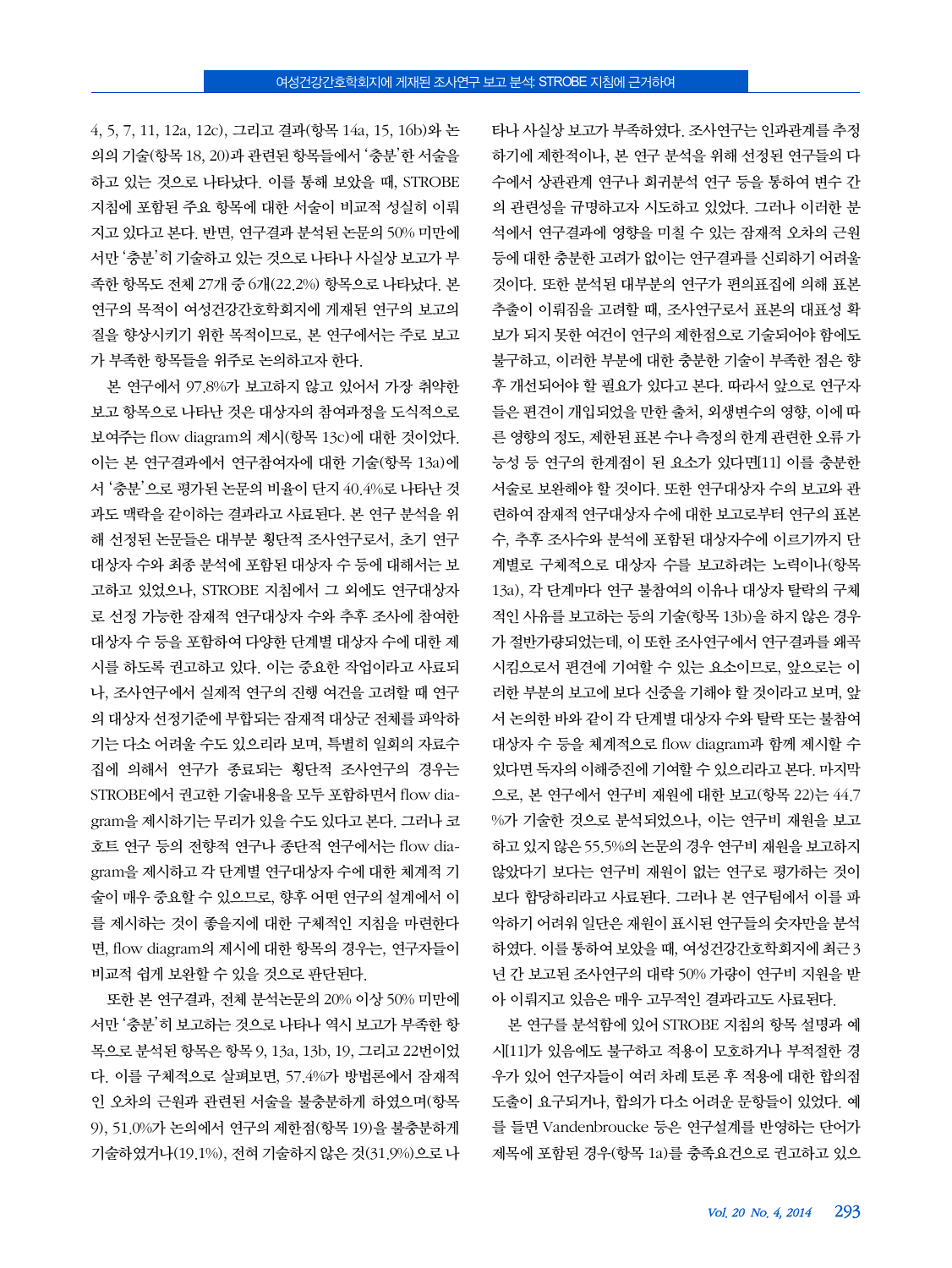4, 5, 7, 11, 12a, 12c), 그리고 결과(항목 14a, 15, 16b)와 논의의 기술(항목 18, 20)과 관련된 항목들에서 '충분'한 서술을 하고 있는 것으로 나타났다. 이를 통해 보았을 때, STROBE 지침에 포함된 주요 항목에 대한 서술이 비교적 성실히 이뤄지고 있다고 본다. 반면, 연구결과 분석된 논문의 50% 미만에서만 '충분'히 기술하고 있는 것으로 나타나 사실상 보고가 부족한 항목도 전체 27개 중 6개(22.2%) 항목으로 나타났다. 본 연구의 목적이 여성건강간호학회지에 게재된 연구의 보고의 질을 향상시키기 위한 목적이므로, 본 연구에서는 주로 보고가 부족한 항목들을 위주로 논의하고자 한다.

본 연구에서 97.8%가 보고하지 않고 있어서 가장 취약한 보고 항목으로 나타난 것은 대상자의 참여과정을 도식적으로 보여주는 flow diagram의 제시(항목 13c)에 대한 것이었다. 이는 본 연구결과에서 연구참여자에 대한 기술(항목 13a)에서 '충분'으로 평가된 논문의 비율이 단지 40.4%로 나타난 것과도 맥락을 같이하는 결과라고 사료된다. 본 연구 분석을 위해 선정된 논문들은 대부분 횡단적 조사연구로서, 초기 연구대상자 수와 최종 분석에 포함된 대상자 수 등에 대해서는 보고하고 있었으나, STROBE 지침에서 그 외에도 연구대상자로 선정 가능한 잠재적 연구대상자 수와 추후 조사에 참여한 대상자 수 등을 포함하여 다양한 단계별 대상자 수에 대한 제시를 하도록 권고하고 있다. 이는 중요한 작업이라고 사료되나, 조사연구에서 실제적 연구의 진행 여건을 고려할 때 연구의 대상자 선정기준에 부합되는 잠재적 대상군 전체를 파악하기는 다소 어려울 수도 있으리라 보며, 특별히 일회의 자료수집에 의해서 연구가 종료되는 횡단적 조사연구의 경우는 STROBE에서 권고한 기술내용을 모두 포함하면서 flow diagram을 제시하기는 무리가 있을 수도 있다고 본다. 그러나 코호트 연구 등의 전향적 연구나 종단적 연구에서는 flow diagram을 제시하고 각 단계별 연구대상자 수에 대한 체계적 기술이 매우 중요할 수 있으므로, 향후 어떤 연구의 설계에서 이를 제시하는 것이 좋을지에 대한 구체적인 지침을 마련한다면, flow diagram의 제시에 대한 항목의 경우는, 연구자들이 비교적 쉽게 보완할 수 있을 것으로 판단된다.

또한 본 연구결과, 전체 분석논문의 20% 이상 50% 미만에서만 '충분'히 보고하는 것으로 나타나 역시 보고가 부족한 항목으로 분석된 항목은 항목 9, 13a, 13b, 19, 그리고 22번이었다. 이를 구체적으로 살펴보면, 57.4%가 방법론에서 잠재적인 오차의 근원과 관련된 서술을 불충분하게 하였으며(항목 9), 51.0%가 논의에서 연구의 제한점(항목 19)을 불충분하게 기술하였거나(19.1%), 전혀 기술하지 않은 것(31.9%)으로 나타나 사실상 보고가 부족하였다. 조사연구는 인과관계를 추정하기에 제한적이나, 본 연구 분석을 위해 선정된 연구들의 다수에서 상관관계 연구나 회귀분석 연구 등을 통하여 변수 간의 관련성을 규명하고자 시도하고 있었다. 그러나 이러한 분석에서 연구결과에 영향을 미칠 수 있는 잠재적 오차의 근원 등에 대한 충분한 고려가 없이는 연구결과를 신뢰하기 어려울 것이다. 또한 분석된 대부분의 연구가 편의표집에 의해 표본추출이 이뤄짐을 고려할 때, 조사연구로서 표본의 대표성 확보가 되지 못한 여건이 연구의 제한점으로 기술되어야 함에도 불구하고, 이러한 부분에 대한 충분한 기술이 부족한 점은 향후 개선되어야 할 필요가 있다고 본다. 따라서 앞으로 연구자들은 편견이 개입되었을 만한 출처, 외생변수의 영향, 이에 따른 영향의 정도, 제한된 표본 수나 측정의 한계 관련한 오류 가능성 등 연구의 한계점이 된 요소가 있다면[11] 이를 충분한 서술로 보완해야 할 것이다. 또한 연구대상자 수의 보고와 관련하여 잠재적 연구대상자 수에 대한 보고로부터 연구의 표본 수, 추후 조사수와 분석에 포함된 대상자수에 이르기까지 단계별로 구체적으로 대상자 수를 보고하려는 노력이나(항목 13a), 각 단계마다 연구 불참여의 이유나 대상자 탈락의 구체적인 사유를 보고하는 등의 기술(항목 13b)을 하지 않은 경우가 절반가량되었는데, 이 또한 조사연구에서 연구결과를 왜곡시킴으로서 편견에 기여할 수 있는 요소이므로, 앞으로는 이러한 부분의 보고에 보다 신중을 기해야 할 것이라고 보며, 앞서 논의한 바와 같이 각 단계별 대상자 수와 탈락 또는 불참여 대상자 수 등을 체계적으로 flow diagram과 함께 제시할 수 있다면 독자의 이해증진에 기여할 수 있으리라고 본다. 마지막으로, 본 연구에서 연구비 재원에 대한 보고(항목 22)는 44.7%가 기술한 것으로 분석되었으나, 이는 연구비 재원을 보고하고 있지 않은 55.5%의 논문의 경우 연구비 재원을 보고하지 않았다기 보다는 연구비 재원이 없는 연구로 평가하는 것이 보다 합당하리라고 사료된다. 그러나 본 연구팀에서 이를 파악하기 어려워 일단은 재원이 표시된 연구들의 숫자만을 분석하였다. 이를 통하여 보았을 때, 여성건강간호학회지에 최근 3년 간 보고된 조사연구의 대략 50% 가량이 연구비 지원을 받아 이뤄지고 있음은 매우 고무적인 결과라고도 사료된다.

본 연구를 분석함에 있어 STROBE 지침의 항목 설명과 예시[11]가 있음에도 불구하고 적용이 모호하거나 부적절한 경우가 있어 연구자들이 여러 차례 토론 후 적용에 대한 합의점 도출이 요구되거나, 합의가 다소 어려운 문항들이 있었다. 예를 들면 Vandenbroucke 등은 연구설계를 반영하는 단어가 제목에 포함된 경우(항목 1a)를 충족요건으로 권고하고 있으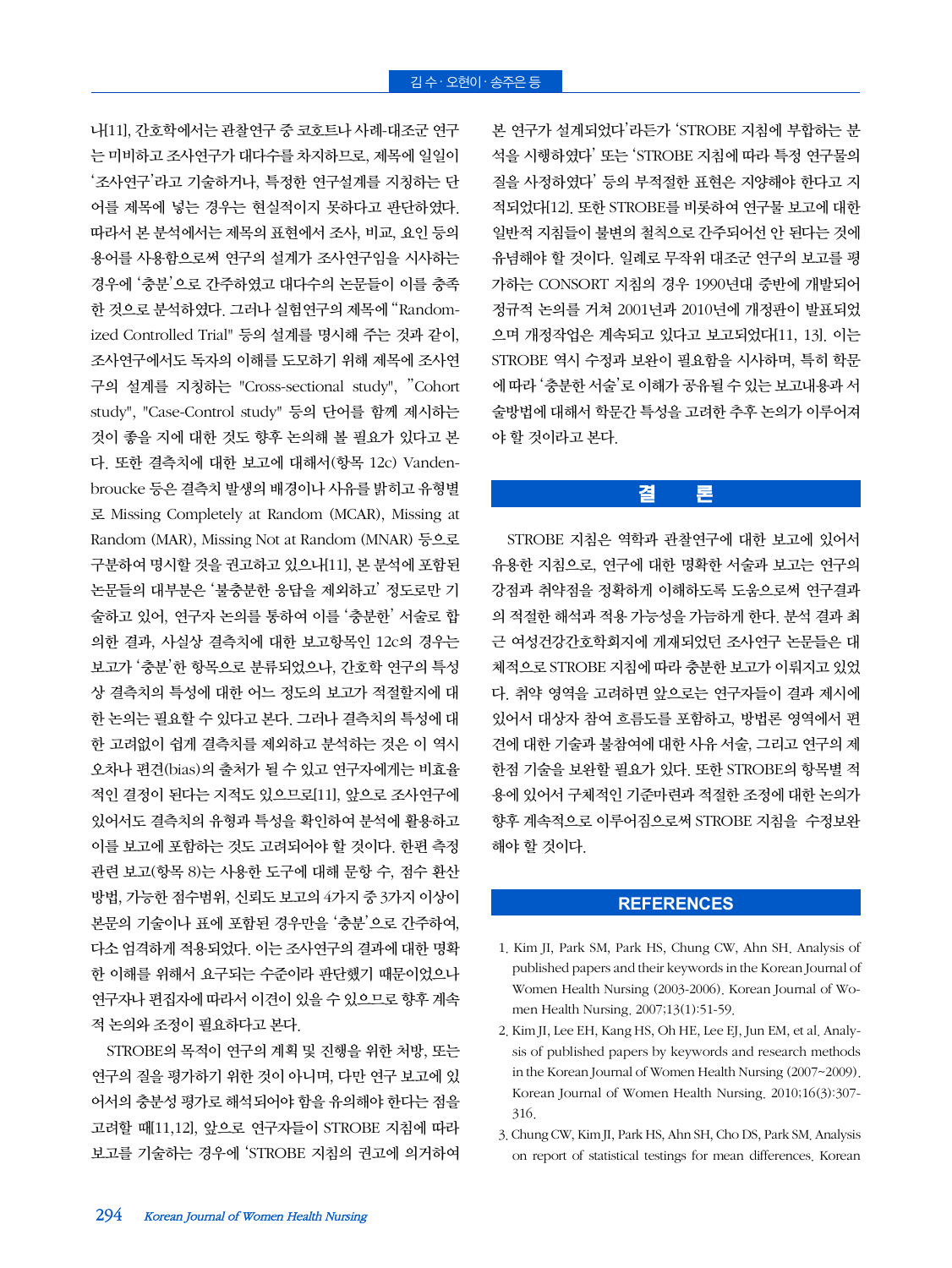나[11], 간호학에서는 관찰연구 중 코호트나 사례-대조군 연구는 미비하고 조사연구가 대다수를 차지하므로, 제목에 일일이 '조사연구'라고 기술하거나, 특정한 연구설계를 지칭하는 단어를 제목에 넣는 경우는 현실적이지 못하다고 판단하였다. 따라서 본 분석에서는 제목의 표현에서 조사, 비교, 요인 등의 용어를 사용함으로써 연구의 설계가 조사연구임을 시사하는 경우에 '충분'으로 간주하였고 대다수의 논문들이 이를 충족한 것으로 분석하였다. 그러나 실험연구의 제목에 "Randomized Controlled Trial" 등의 설계를 명시해 주는 것과 같이, 조사연구에서도 독자의 이해를 도모하기 위해 제목에 조사연구의 설계를 지칭하는 "Cross-sectional study", "Cohort study", "Case-Control study" 등의 단어를 함께 제시하는 것이 좋을 지에 대한 것도 향후 논의해 볼 필요가 있다고 본다. 또한 결측치에 대한 보고에 대해서(항목 12c) Vandenbroucke 등은 결측치 발생의 배경이나 사유를 밝히고 유형별로 Missing Completely at Random (MCAR), Missing at Random (MAR), Missing Not at Random (MNAR) 등으로 구분하여 명시할 것을 권고하고 있으나[11], 본 분석에 포함된 논문들의 대부분은 '불충분한 응답을 제외하고' 정도로만 기술하고 있어, 연구자 논의를 통하여 이를 '충분한' 서술로 합의한 결과, 사실상 결측치에 대한 보고항목인 12c의 경우는 보고가 '충분'한 항목으로 분류되었으나, 간호학 연구의 특성상 결측치의 특성에 대한 어느 정도의 보고가 적절할지에 대한 논의는 필요할 수 있다고 본다. 그러나 결측치의 특성에 대한 고려없이 쉽게 결측치를 제외하고 분석하는 것은 이 역시 오차나 편견(bias)의 출처가 될 수 있고 연구자에게는 비효율적인 결정이 된다는 지적도 있으므로[11], 앞으로 조사연구에 있어서도 결측치의 유형과 특성을 확인하여 분석에 활용하고 이를 보고에 포함하는 것도 고려되어야 할 것이다. 한편 측정관련 보고(항목 8)는 사용한 도구에 대해 문항 수, 점수 환산방법, 가능한 점수범위, 신뢰도 보고의 4가지 중 3가지 이상이 본문의 기술이나 표에 포함된 경우만을 '충분'으로 간주하여, 다소 엄격하게 적용되었다. 이는 조사연구의 결과에 대한 명확한 이해를 위해서 요구되는 수준이라 판단했기 때문이었으나 연구자나 편집자에 따라서 이견이 있을 수 있으므로 향후 계속적 논의와 조정이 필요하다고 본다.

STROBE의 목적이 연구의 계획 및 진행을 위한 처방, 또는 연구의 질을 평가하기 위한 것이 아니며, 다만 연구 보고에 있어서의 충분성 평가로 해석되어야 함을 유의해야 한다는 점을 고려할 때[11,12], 앞으로 연구자들이 STROBE 지침에 따라 보고를 기술하는 경우에 'STROBE 지침의 권고에 의거하여 본 연구가 설계되었다'라든가 'STROBE 지침에 부합하는 분석을 시행하였다' 또는 'STROBE 지침에 따라 특정 연구물의 질을 사정하였다' 등의 부적절한 표현은 지양해야 한다고 지적되었다[12]. 또한 STROBE를 비롯하여 연구물 보고에 대한 일반적 지침들이 불변의 철칙으로 간주되어선 안 된다는 것에 유념해야 할 것이다. 일례로 무작위 대조군 연구의 보고를 평가하는 CONSORT 지침의 경우 1990년대 중반에 개발되어 정규적 논의를 거쳐 2001년과 2010년에 개정판이 발표되었으며 개정작업은 계속되고 있다고 보고되었다[11, 13]. 이는 STROBE 역시 수정과 보완이 필요함을 시사하며, 특히 학문에 따라 '충분한 서술'로 이해가 공유될 수 있는 보고내용과 서술방법에 대해서 학문간 특성을 고려한 추후 논의가 이루어져야 할 것이라고 본다.

## 결 론

STROBE 지침은 역학과 관찰연구에 대한 보고에 있어서 유용한 지침으로, 연구에 대한 명확한 서술과 보고는 연구의 강점과 취약점을 정확하게 이해하도록 도움으로써 연구결과의 적절한 해석과 적용 가능성을 가늠하게 한다. 분석 결과 최근 여성건강간호학회지에 게재되었던 조사연구 논문들은 대체적으로 STROBE 지침에 따라 충분한 보고가 이뤄지고 있었다. 취약 영역을 고려하면 앞으로는 연구자들이 결과 제시에 있어서 대상자 참여 흐름도를 포함하고, 방법론 영역에서 편견에 대한 기술과 불참여에 대한 사유 서술, 그리고 연구의 제한점 기술을 보완할 필요가 있다. 또한 STROBE의 항목별 적용에 있어서 구체적인 기준마련과 적절한 조정에 대한 논의가 향후 계속적으로 이루어짐으로써 STROBE 지침을 수정보완해야 할 것이다.

## REFERENCES

1. Kim JI, Park SM, Park HS, Chung CW, Ahn SH. Analysis of published papers and their keywords in the Korean Journal of Women Health Nursing (2003-2006). Korean Journal of Women Health Nursing. 2007;13(1):51-59.
2. Kim JI, Lee EH, Kang HS, Oh HE, Lee EJ, Jun EM, et al. Analysis of published papers by keywords and research methods in the Korean Journal of Women Health Nursing (2007~2009). Korean Journal of Women Health Nursing. 2010;16(3):307-316.
3. Chung CW, Kim JI, Park HS, Ahn SH, Cho DS, Park SM. Analysis on report of statistical testings for mean differences. Korean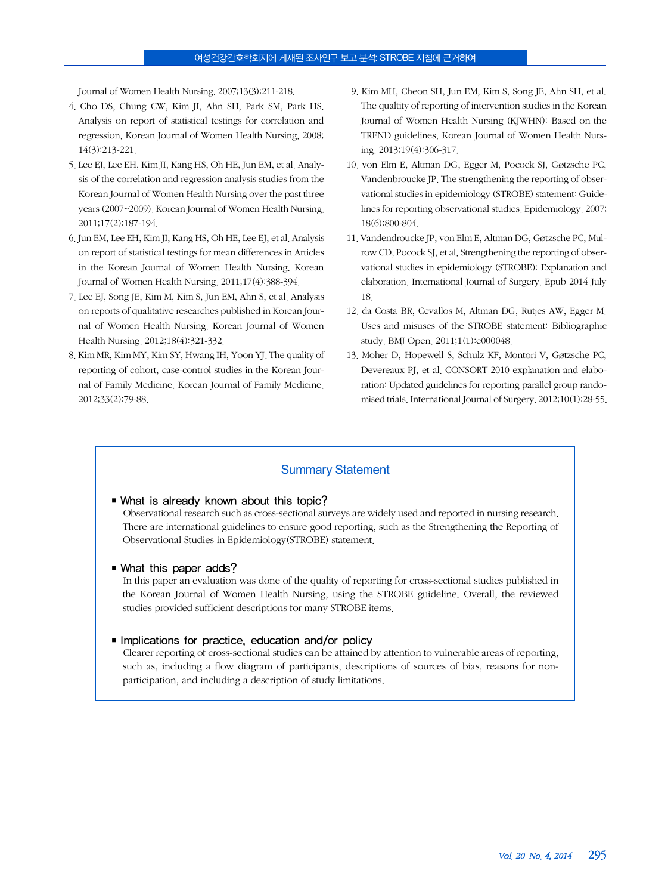Journal of Women Health Nursing. 2007;13(3):211-218.

4. Cho DS, Chung CW, Kim JI, Ahn SH, Park SM, Park HS. Analysis on report of statistical testings for correlation and regression. Korean Journal of Women Health Nursing. 2008; 14(3):213-221.
5. Lee EJ, Lee EH, Kim JI, Kang HS, Oh HE, Jun EM, et al. Analysis of the correlation and regression analysis studies from the Korean Journal of Women Health Nursing over the past three years (2007~2009). Korean Journal of Women Health Nursing. 2011;17(2):187-194.
6. Jun EM, Lee EH, Kim JI, Kang HS, Oh HE, Lee EJ, et al. Analysis on report of statistical testings for mean differences in Articles in the Korean Journal of Women Health Nursing. Korean Journal of Women Health Nursing. 2011;17(4):388-394.
7. Lee EJ, Song JE, Kim M, Kim S, Jun EM, Ahn S, et al. Analysis on reports of qualitative researches published in Korean Journal of Women Health Nursing. Korean Journal of Women Health Nursing. 2012;18(4):321-332.
8. Kim MR, Kim MY, Kim SY, Hwang IH, Yoon YJ. The quality of reporting of cohort, case-control studies in the Korean Journal of Family Medicine. Korean Journal of Family Medicine. 2012;33(2):79-88.
9. Kim MH, Cheon SH, Jun EM, Kim S, Song JE, Ahn SH, et al. The qualtity of reporting of intervention studies in the Korean Journal of Women Health Nursing (KJWHN): Based on the TREND guidelines. Korean Journal of Women Health Nursing. 2013;19(4):306-317.
10. von Elm E, Altman DG, Egger M, Pocock SJ, Gøtzsche PC, Vandenbroucke JP. The strengthening the reporting of observational studies in epidemiology (STROBE) statement: Guidelines for reporting observational studies. Epidemiology. 2007; 18(6):800-804.
11. Vandendroucke JP, von Elm E, Altman DG, Gøtzsche PC, Mulrow CD, Pocock SJ, et al. Strengthening the reporting of observational studies in epidemiology (STROBE): Explanation and elaboration. International Journal of Surgery. Epub 2014 July 18.
12. da Costa BR, Cevallos M, Altman DG, Rutjes AW, Egger M. Uses and misuses of the STROBE statement: Bibliographic study. BMJ Open. 2011;1(1):e000048.
13. Moher D, Hopewell S, Schulz KF, Montori V, Gøtzsche PC, Devereaux PJ, et al. CONSORT 2010 explanation and elaboration: Updated guidelines for reporting parallel group randomised trials. International Journal of Surgery. 2012;10(1):28-55.

## Summary Statement

- **What is already known about this topic?**

  Observational research such as cross-sectional surveys are widely used and reported in nursing research. There are international guidelines to ensure good reporting, such as the Strengthening the Reporting of Observational Studies in Epidemiology(STROBE) statement.

- **What this paper adds?**

  In this paper an evaluation was done of the quality of reporting for cross-sectional studies published in the Korean Journal of Women Health Nursing, using the STROBE guideline. Overall, the reviewed studies provided sufficient descriptions for many STROBE items.

- **Implications for practice, education and/or policy**

  Clearer reporting of cross-sectional studies can be attained by attention to vulnerable areas of reporting, such as, including a flow diagram of participants, descriptions of sources of bias, reasons for non-participation, and including a description of study limitations.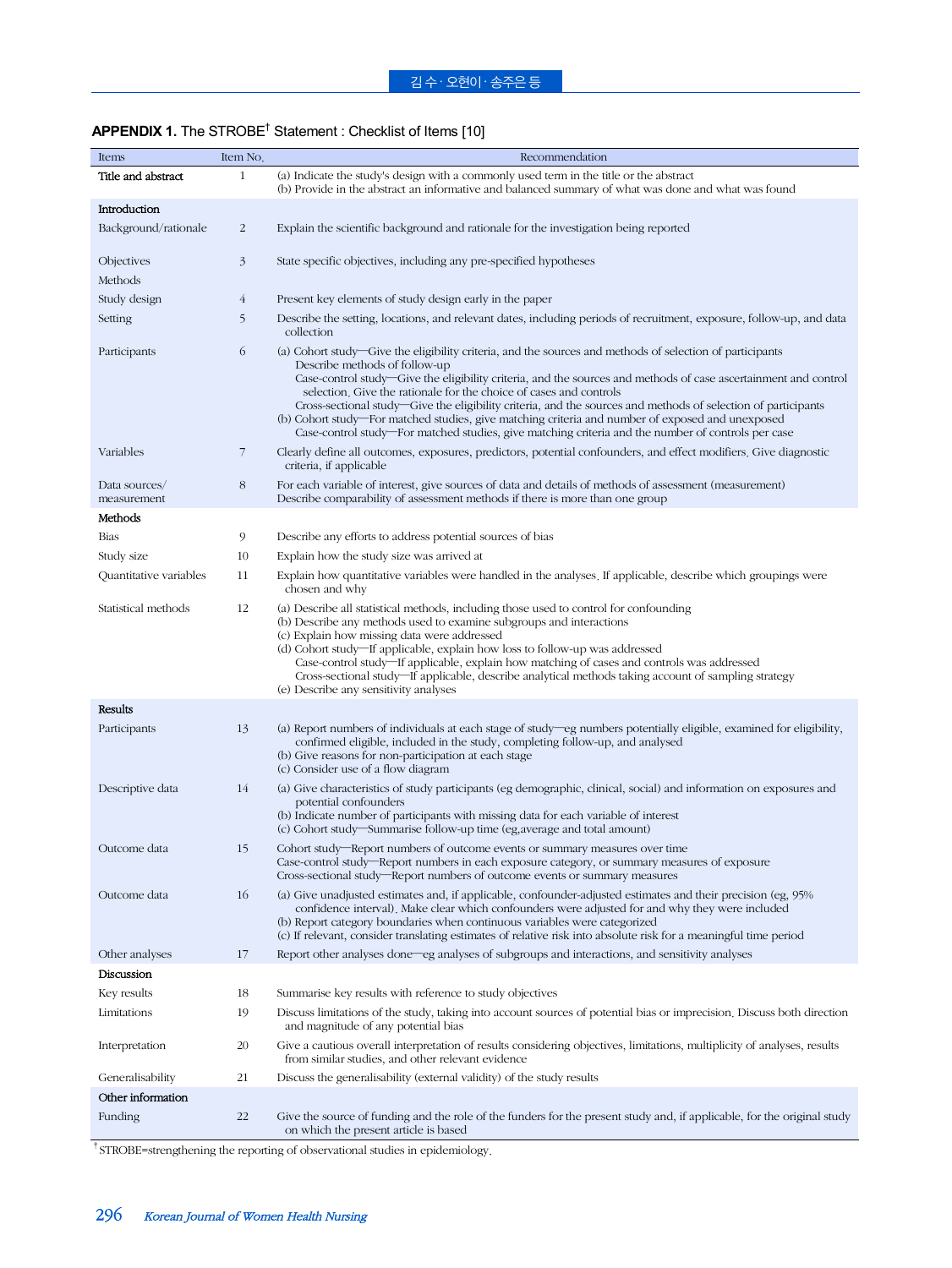**APPENDIX 1.** The STROBE[†] Statement : Checklist of Items [10]

| Items | Item No. | Recommendation |
|---|---|---|
| **Title and abstract** | 1 | (a) Indicate the study's design with a commonly used term in the title or the abstract<br>(b) Provide in the abstract an informative and balanced summary of what was done and what was found |
| **Introduction** | | |
| Background/rationale | 2 | Explain the scientific background and rationale for the investigation being reported |
| Objectives | 3 | State specific objectives, including any pre-specified hypotheses |
| Methods | | |
| Study design | 4 | Present key elements of study design early in the paper |
| Setting | 5 | Describe the setting, locations, and relevant dates, including periods of recruitment, exposure, follow-up, and data collection |
| Participants | 6 | (a) Cohort study—Give the eligibility criteria, and the sources and methods of selection of participants<br>Describe methods of follow-up<br>Case-control study—Give the eligibility criteria, and the sources and methods of case ascertainment and control selection. Give the rationale for the choice of cases and controls<br>Cross-sectional study—Give the eligibility criteria, and the sources and methods of selection of participants<br>(b) Cohort study—For matched studies, give matching criteria and number of exposed and unexposed<br>Case-control study—For matched studies, give matching criteria and the number of controls per case |
| Variables | 7 | Clearly define all outcomes, exposures, predictors, potential confounders, and effect modifiers. Give diagnostic criteria, if applicable |
| Data sources/ measurement | 8 | For each variable of interest, give sources of data and details of methods of assessment (measurement)<br>Describe comparability of assessment methods if there is more than one group |
| **Methods** | | |
| Bias | 9 | Describe any efforts to address potential sources of bias |
| Study size | 10 | Explain how the study size was arrived at |
| Quantitative variables | 11 | Explain how quantitative variables were handled in the analyses. If applicable, describe which groupings were chosen and why |
| Statistical methods | 12 | (a) Describe all statistical methods, including those used to control for confounding<br>(b) Describe any methods used to examine subgroups and interactions<br>(c) Explain how missing data were addressed<br>(d) Cohort study—If applicable, explain how loss to follow-up was addressed<br>Case-control study—If applicable, explain how matching of cases and controls was addressed<br>Cross-sectional study—If applicable, describe analytical methods taking account of sampling strategy<br>(e) Describe any sensitivity analyses |
| **Results** | | |
| Participants | 13 | (a) Report numbers of individuals at each stage of study—eg numbers potentially eligible, examined for eligibility, confirmed eligible, included in the study, completing follow-up, and analysed<br>(b) Give reasons for non-participation at each stage<br>(c) Consider use of a flow diagram |
| Descriptive data | 14 | (a) Give characteristics of study participants (eg demographic, clinical, social) and information on exposures and potential confounders<br>(b) Indicate number of participants with missing data for each variable of interest<br>(c) Cohort study—Summarise follow-up time (eg,average and total amount) |
| Outcome data | 15 | Cohort study—Report numbers of outcome events or summary measures over time<br>Case-control study—Report numbers in each exposure category, or summary measures of exposure<br>Cross-sectional study—Report numbers of outcome events or summary measures |
| Outcome data | 16 | (a) Give unadjusted estimates and, if applicable, confounder-adjusted estimates and their precision (eg, 95% confidence interval). Make clear which confounders were adjusted for and why they were included<br>(b) Report category boundaries when continuous variables were categorized<br>(c) If relevant, consider translating estimates of relative risk into absolute risk for a meaningful time period |
| Other analyses | 17 | Report other analyses done—eg analyses of subgroups and interactions, and sensitivity analyses |
| **Discussion** | | |
| Key results | 18 | Summarise key results with reference to study objectives |
| Limitations | 19 | Discuss limitations of the study, taking into account sources of potential bias or imprecision. Discuss both direction and magnitude of any potential bias |
| Interpretation | 20 | Give a cautious overall interpretation of results considering objectives, limitations, multiplicity of analyses, results from similar studies, and other relevant evidence |
| Generalisability | 21 | Discuss the generalisability (external validity) of the study results |
| **Other information** | | |
| Funding | 22 | Give the source of funding and the role of the funders for the present study and, if applicable, for the original study on which the present article is based |

[†]STROBE=strengthening the reporting of observational studies in epidemiology.